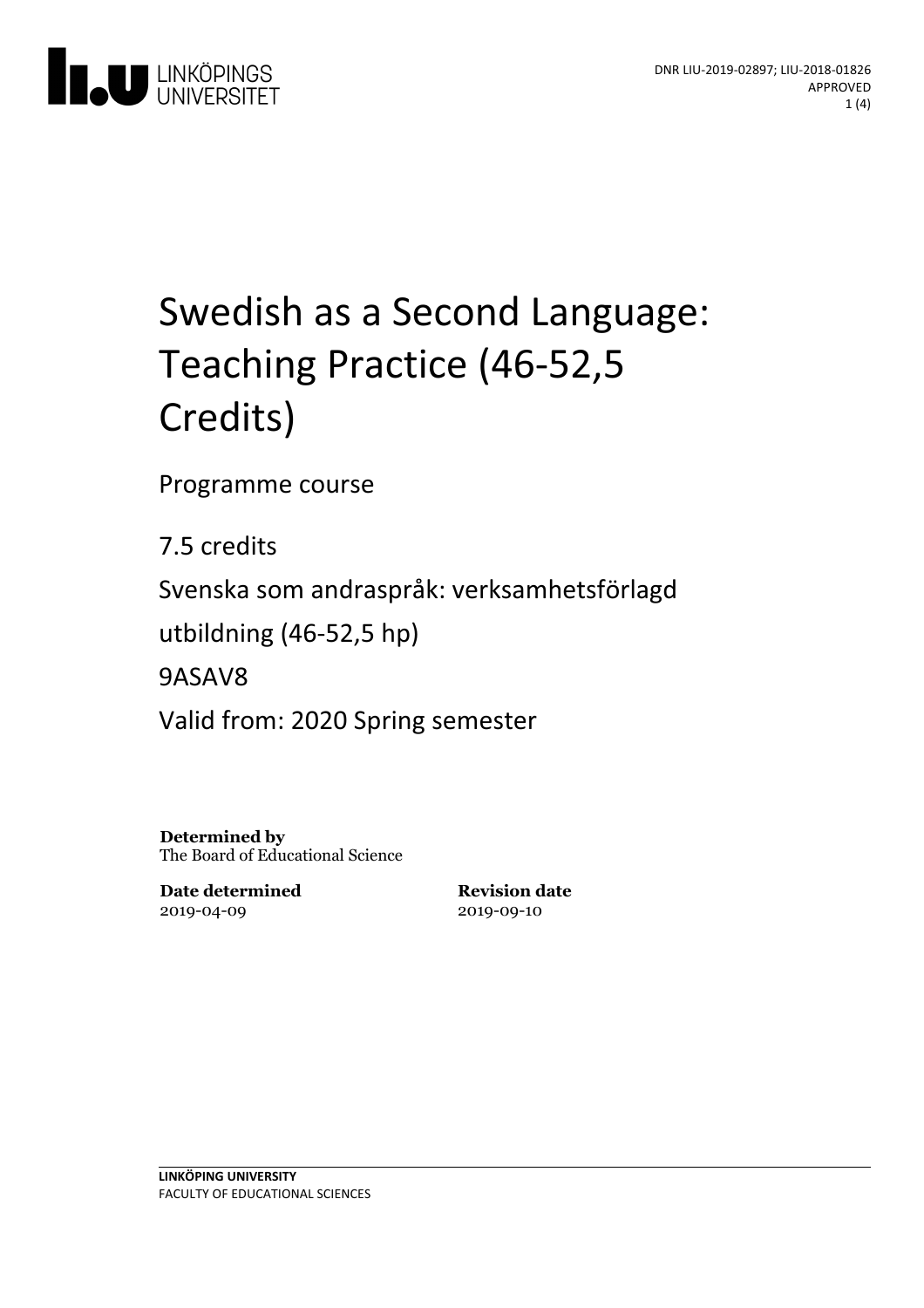DNR LIU-2019-02897; LIU-2018-01826
APPROVED

# Swedish as a Second Language: Teaching Practice (46-52,5 Credits)

Programme course

7.5 credits

Svenska som andraspråk: verksamhetsförlagd utbildning (46-52,5 hp)

9ASAV8

Valid from: 2020 Spring semester

**Determined by**
The Board of Educational Science

| **Date determined** | **Revision date** |
| --- | --- |
| 2019-04-09 | 2019-09-10 |

**LINKÖPING UNIVERSITY**
FACULTY OF EDUCATIONAL SCIENCES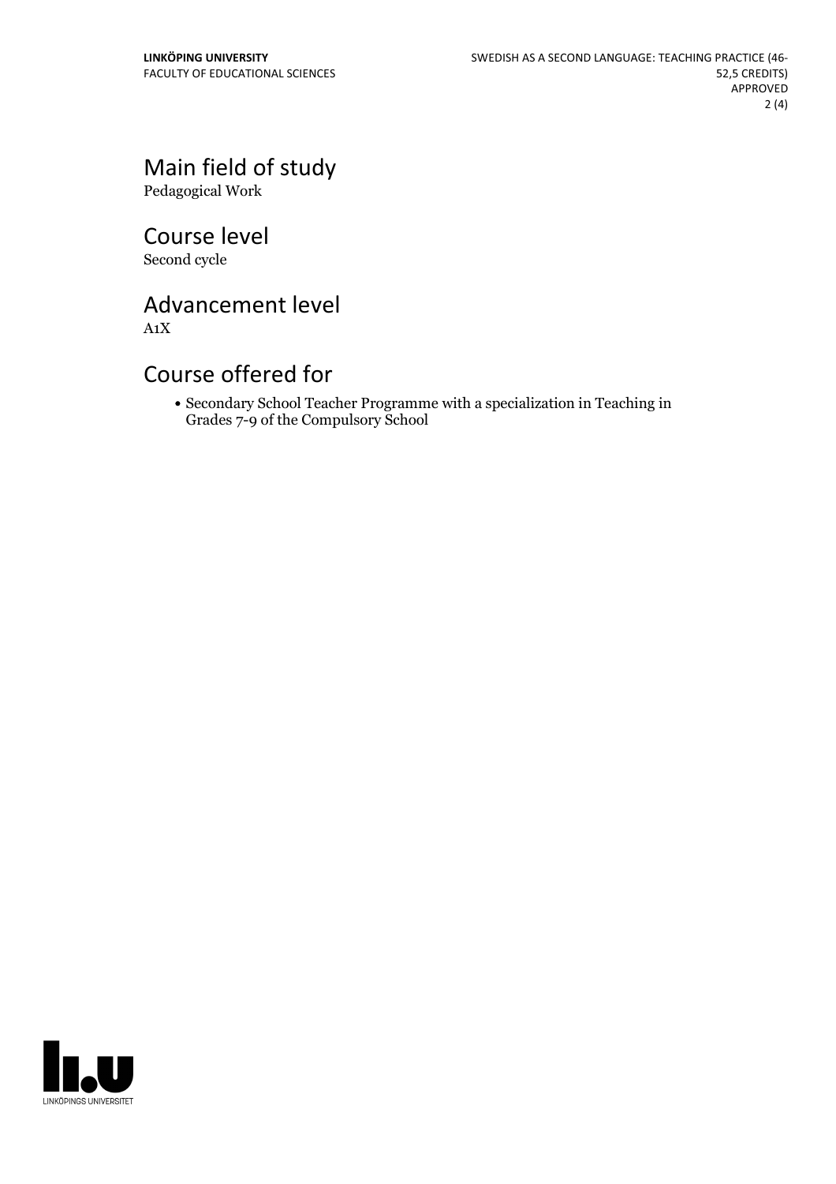## Main field of study

Pedagogical Work

## Course level

Second cycle

## Advancement level

A1X

## Course offered for

- Secondary School Teacher Programme with a specialization in Teaching in Grades 7-9 of the Compulsory School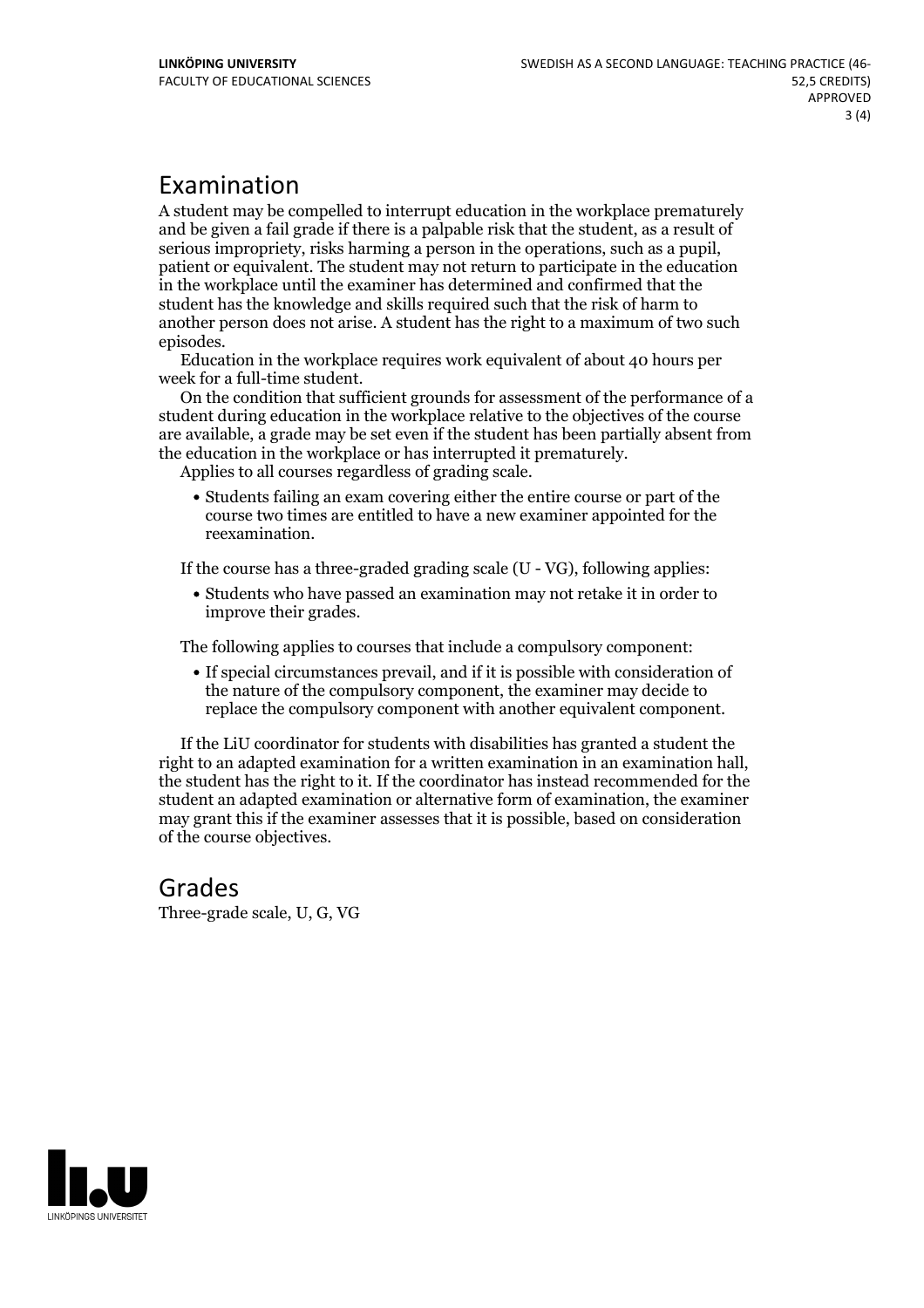## Examination

A student may be compelled to interrupt education in the workplace prematurely and be given a fail grade if there is a palpable risk that the student, as a result of serious impropriety, risks harming a person in the operations, such as a pupil, patient or equivalent. The student may not return to participate in the education in the workplace until the examiner has determined and confirmed that the student has the knowledge and skills required such that the risk of harm to another person does not arise. A student has the right to a maximum of two such episodes.

Education in the workplace requires work equivalent of about 40 hours per week for a full-time student.

On the condition that sufficient grounds for assessment of the performance of a student during education in the workplace relative to the objectives of the course are available, a grade may be set even if the student has been partially absent from the education in the workplace or has interrupted it prematurely.

Applies to all courses regardless of grading scale.

- Students failing an exam covering either the entire course or part of the course two times are entitled to have a new examiner appointed for the reexamination.

If the course has a three-graded grading scale (U - VG), following applies:

- Students who have passed an examination may not retake it in order to improve their grades.

The following applies to courses that include a compulsory component:

- If special circumstances prevail, and if it is possible with consideration of the nature of the compulsory component, the examiner may decide to replace the compulsory component with another equivalent component.

If the LiU coordinator for students with disabilities has granted a student the right to an adapted examination for a written examination in an examination hall, the student has the right to it. If the coordinator has instead recommended for the student an adapted examination or alternative form of examination, the examiner may grant this if the examiner assesses that it is possible, based on consideration of the course objectives.

## Grades

Three-grade scale, U, G, VG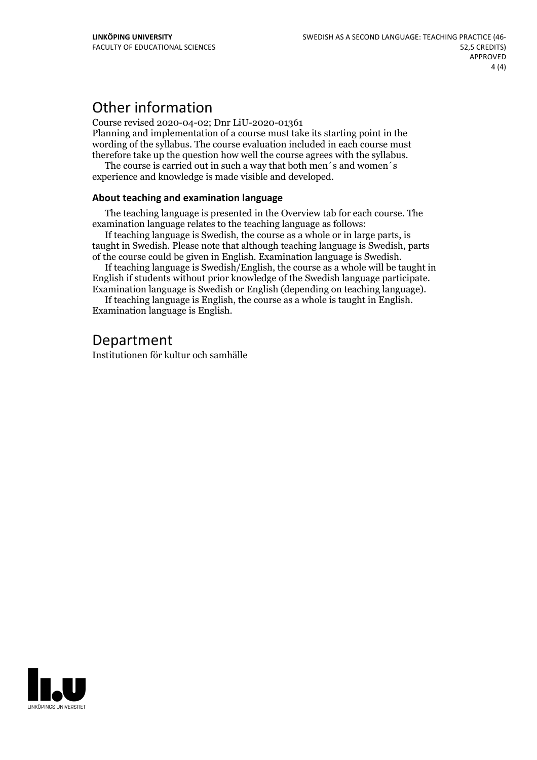# Other information

Course revised 2020-04-02; Dnr LiU-2020-01361

Planning and implementation of a course must take its starting point in the wording of the syllabus. The course evaluation included in each course must therefore take up the question how well the course agrees with the syllabus.

The course is carried out in such a way that both men´s and women´s experience and knowledge is made visible and developed.

### About teaching and examination language

The teaching language is presented in the Overview tab for each course. The examination language relates to the teaching language as follows:

If teaching language is Swedish, the course as a whole or in large parts, is taught in Swedish. Please note that although teaching language is Swedish, parts of the course could be given in English. Examination language is Swedish.

If teaching language is Swedish/English, the course as a whole will be taught in English if students without prior knowledge of the Swedish language participate. Examination language is Swedish or English (depending on teaching language).

If teaching language is English, the course as a whole is taught in English. Examination language is English.

# Department

Institutionen för kultur och samhälle